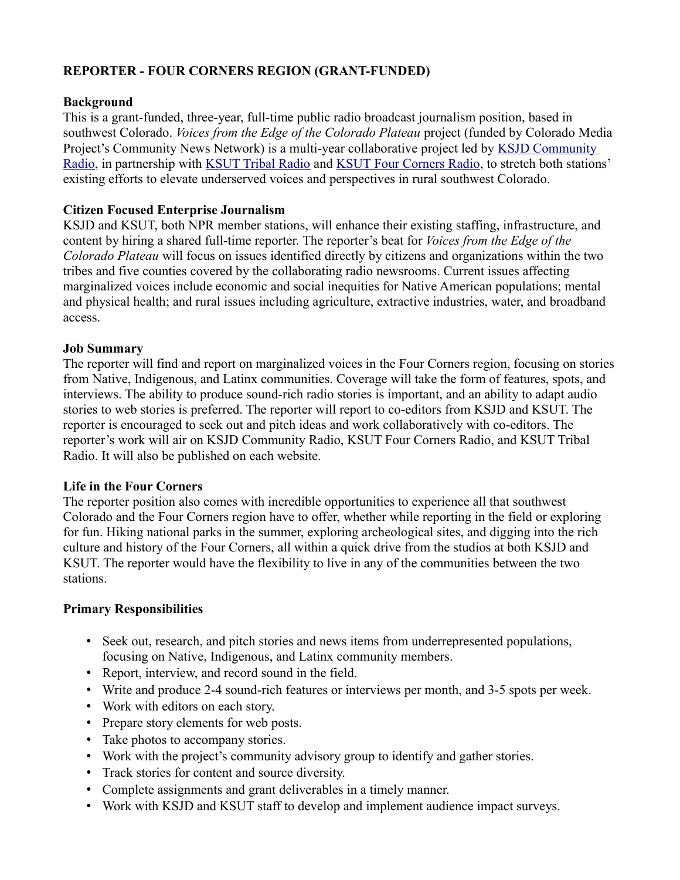**REPORTER - FOUR CORNERS REGION (GRANT-FUNDED)**

**Background**
This is a grant-funded, three-year, full-time public radio broadcast journalism position, based in southwest Colorado. *Voices from the Edge of the Colorado Plateau* project (funded by Colorado Media Project's Community News Network) is a multi-year collaborative project led by KSJD Community Radio, in partnership with KSUT Tribal Radio and KSUT Four Corners Radio, to stretch both stations' existing efforts to elevate underserved voices and perspectives in rural southwest Colorado.

**Citizen Focused Enterprise Journalism**
KSJD and KSUT, both NPR member stations, will enhance their existing staffing, infrastructure, and content by hiring a shared full-time reporter. The reporter's beat for *Voices from the Edge of the Colorado Plateau* will focus on issues identified directly by citizens and organizations within the two tribes and five counties covered by the collaborating radio newsrooms. Current issues affecting marginalized voices include economic and social inequities for Native American populations; mental and physical health; and rural issues including agriculture, extractive industries, water, and broadband access.

**Job Summary**
The reporter will find and report on marginalized voices in the Four Corners region, focusing on stories from Native, Indigenous, and Latinx communities. Coverage will take the form of features, spots, and interviews. The ability to produce sound-rich radio stories is important, and an ability to adapt audio stories to web stories is preferred. The reporter will report to co-editors from KSJD and KSUT. The reporter is encouraged to seek out and pitch ideas and work collaboratively with co-editors. The reporter's work will air on KSJD Community Radio, KSUT Four Corners Radio, and KSUT Tribal Radio. It will also be published on each website.

**Life in the Four Corners**
The reporter position also comes with incredible opportunities to experience all that southwest Colorado and the Four Corners region have to offer, whether while reporting in the field or exploring for fun. Hiking national parks in the summer, exploring archeological sites, and digging into the rich culture and history of the Four Corners, all within a quick drive from the studios at both KSJD and KSUT. The reporter would have the flexibility to live in any of the communities between the two stations.

**Primary Responsibilities**

- Seek out, research, and pitch stories and news items from underrepresented populations, focusing on Native, Indigenous, and Latinx community members.
- Report, interview, and record sound in the field.
- Write and produce 2-4 sound-rich features or interviews per month, and 3-5 spots per week.
- Work with editors on each story.
- Prepare story elements for web posts.
- Take photos to accompany stories.
- Work with the project's community advisory group to identify and gather stories.
- Track stories for content and source diversity.
- Complete assignments and grant deliverables in a timely manner.
- Work with KSJD and KSUT staff to develop and implement audience impact surveys.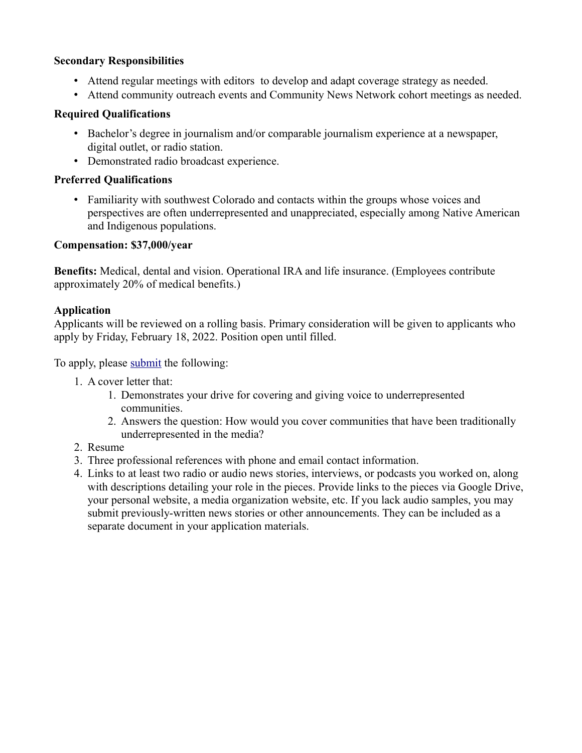**Secondary Responsibilities**

- Attend regular meetings with editors to develop and adapt coverage strategy as needed.
- Attend community outreach events and Community News Network cohort meetings as needed.

**Required Qualifications**

- Bachelor's degree in journalism and/or comparable journalism experience at a newspaper, digital outlet, or radio station.
- Demonstrated radio broadcast experience.

**Preferred Qualifications**

- Familiarity with southwest Colorado and contacts within the groups whose voices and perspectives are often underrepresented and unappreciated, especially among Native American and Indigenous populations.

**Compensation: $37,000/year**

**Benefits:** Medical, dental and vision. Operational IRA and life insurance. (Employees contribute approximately 20% of medical benefits.)

**Application**
Applicants will be reviewed on a rolling basis. Primary consideration will be given to applicants who apply by Friday, February 18, 2022. Position open until filled.

To apply, please submit the following:

1. A cover letter that:
    1. Demonstrates your drive for covering and giving voice to underrepresented communities.
    2. Answers the question: How would you cover communities that have been traditionally underrepresented in the media?
2. Resume
3. Three professional references with phone and email contact information.
4. Links to at least two radio or audio news stories, interviews, or podcasts you worked on, along with descriptions detailing your role in the pieces. Provide links to the pieces via Google Drive, your personal website, a media organization website, etc. If you lack audio samples, you may submit previously-written news stories or other announcements. They can be included as a separate document in your application materials.